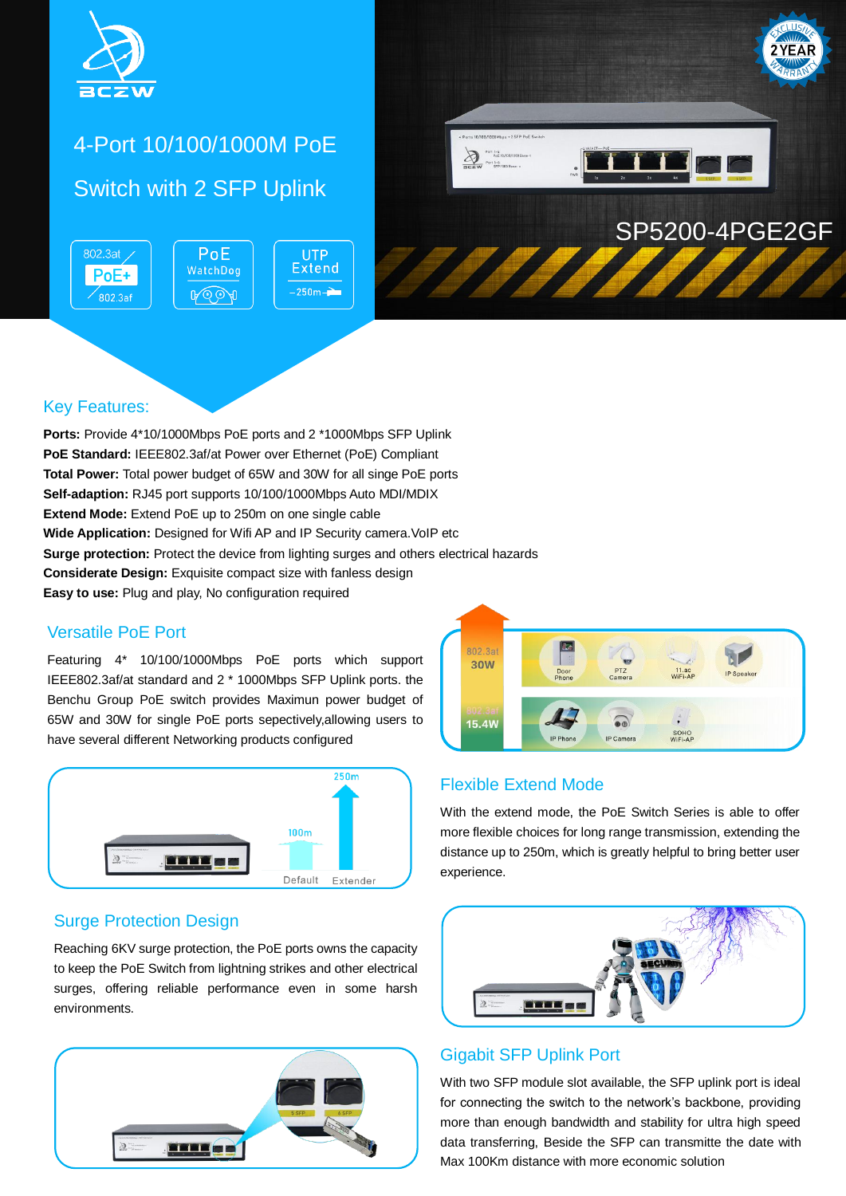# 4-Port 10/100/1000M PoE Switch with 2 SFP Uplink

SP5200-4PGE2GF

## Key Features:

**Ports:** Provide 4*10/1000Mbps PoE ports and 2 *1000Mbps SFP Uplink
**PoE Standard:** IEEE802.3af/at Power over Ethernet (PoE) Compliant
**Total Power:** Total power budget of 65W and 30W for all singe PoE ports
**Self-adaption:** RJ45 port supports 10/100/1000Mbps Auto MDI/MDIX
**Extend Mode:** Extend PoE up to 250m on one single cable
**Wide Application:** Designed for Wifi AP and IP Security camera.VoIP etc
**Surge protection:** Protect the device from lighting surges and others electrical hazards
**Considerate Design:** Exquisite compact size with fanless design
**Easy to use:** Plug and play, No configuration required

## Versatile PoE Port

Featuring 4* 10/100/1000Mbps PoE ports which support IEEE802.3af/at standard and 2 * 1000Mbps SFP Uplink ports. the Benchu Group PoE switch provides Maximun power budget of 65W and 30W for single PoE ports sepectively,allowing users to have several different Networking products configured

## Flexible Extend Mode

With the extend mode, the PoE Switch Series is able to offer more flexible choices for long range transmission, extending the distance up to 250m, which is greatly helpful to bring better user experience.

## Surge Protection Design

Reaching 6KV surge protection, the PoE ports owns the capacity to keep the PoE Switch from lightning strikes and other electrical surges, offering reliable performance even in some harsh environments.

## Gigabit SFP Uplink Port

With two SFP module slot available, the SFP uplink port is ideal for connecting the switch to the network's backbone, providing more than enough bandwidth and stability for ultra high speed data transferring, Beside the SFP can transmitte the date with Max 100Km distance with more economic solution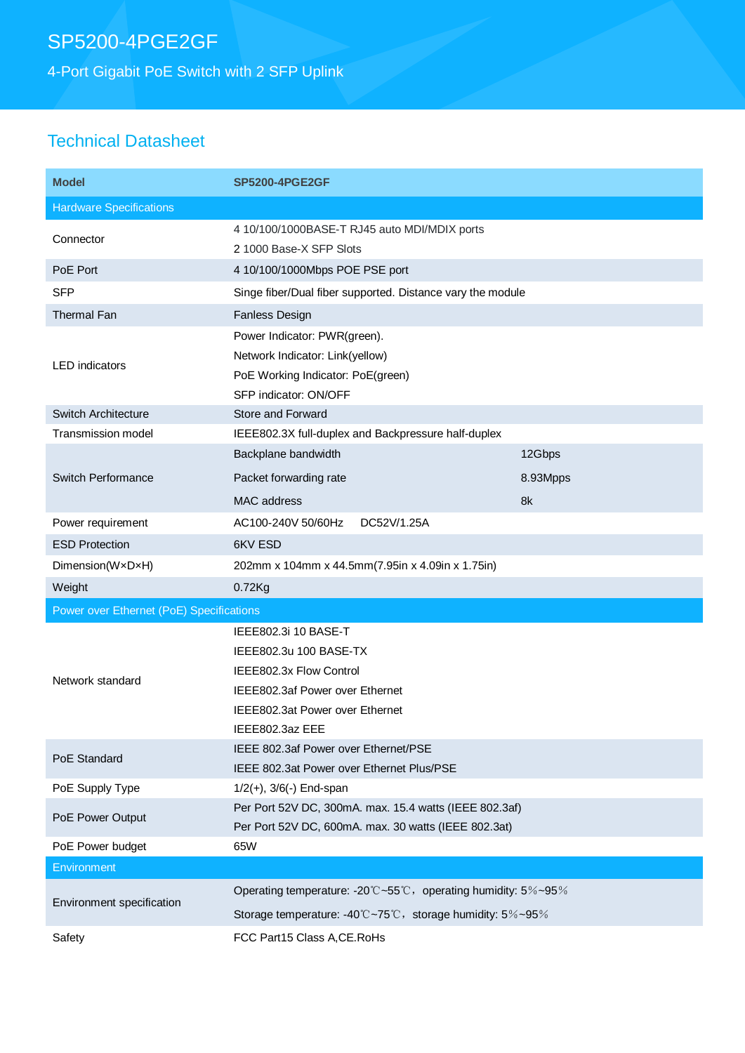# SP5200-4PGE2GF

4-Port Gigabit PoE Switch with 2 SFP Uplink

## Technical Datasheet

| Model | SP5200-4PGE2GF | |
|---|---|---|
| **Hardware Specifications** | | |
| Connector | 4 10/100/1000BASE-T RJ45 auto MDI/MDIX ports<br>2 1000 Base-X SFP Slots | |
| PoE Port | 4 10/100/1000Mbps POE PSE port | |
| SFP | Singe fiber/Dual fiber supported. Distance vary the module | |
| Thermal Fan | Fanless Design | |
| LED indicators | Power Indicator: PWR(green).<br>Network Indicator: Link(yellow)<br>PoE Working Indicator: PoE(green)<br>SFP indicator: ON/OFF | |
| Switch Architecture | Store and Forward | |
| Transmission model | IEEE802.3X full-duplex and Backpressure half-duplex | |
| Switch Performance | Backplane bandwidth | 12Gbps |
| | Packet forwarding rate | 8.93Mpps |
| | MAC address | 8k |
| Power requirement | AC100-240V 50/60Hz DC52V/1.25A | |
| ESD Protection | 6KV ESD | |
| Dimension(W×D×H) | 202mm x 104mm x 44.5mm(7.95in x 4.09in x 1.75in) | |
| Weight | 0.72Kg | |
| **Power over Ethernet (PoE) Specifications** | | |
| Network standard | IEEE802.3i 10 BASE-T<br>IEEE802.3u 100 BASE-TX<br>IEEE802.3x Flow Control<br>IEEE802.3af Power over Ethernet<br>IEEE802.3at Power over Ethernet<br>IEEE802.3az EEE | |
| PoE Standard | IEEE 802.3af Power over Ethernet/PSE<br>IEEE 802.3at Power over Ethernet Plus/PSE | |
| PoE Supply Type | 1/2(+), 3/6(-) End-span | |
| PoE Power Output | Per Port 52V DC, 300mA. max. 15.4 watts (IEEE 802.3af)<br>Per Port 52V DC, 600mA. max. 30 watts (IEEE 802.3at) | |
| PoE Power budget | 65W | |
| **Environment** | | |
| Environment specification | Operating temperature: -20℃~55℃，operating humidity: 5%~95%<br>Storage temperature: -40℃~75℃，storage humidity: 5%~95% | |
| Safety | FCC Part15 Class A,CE.RoHs | |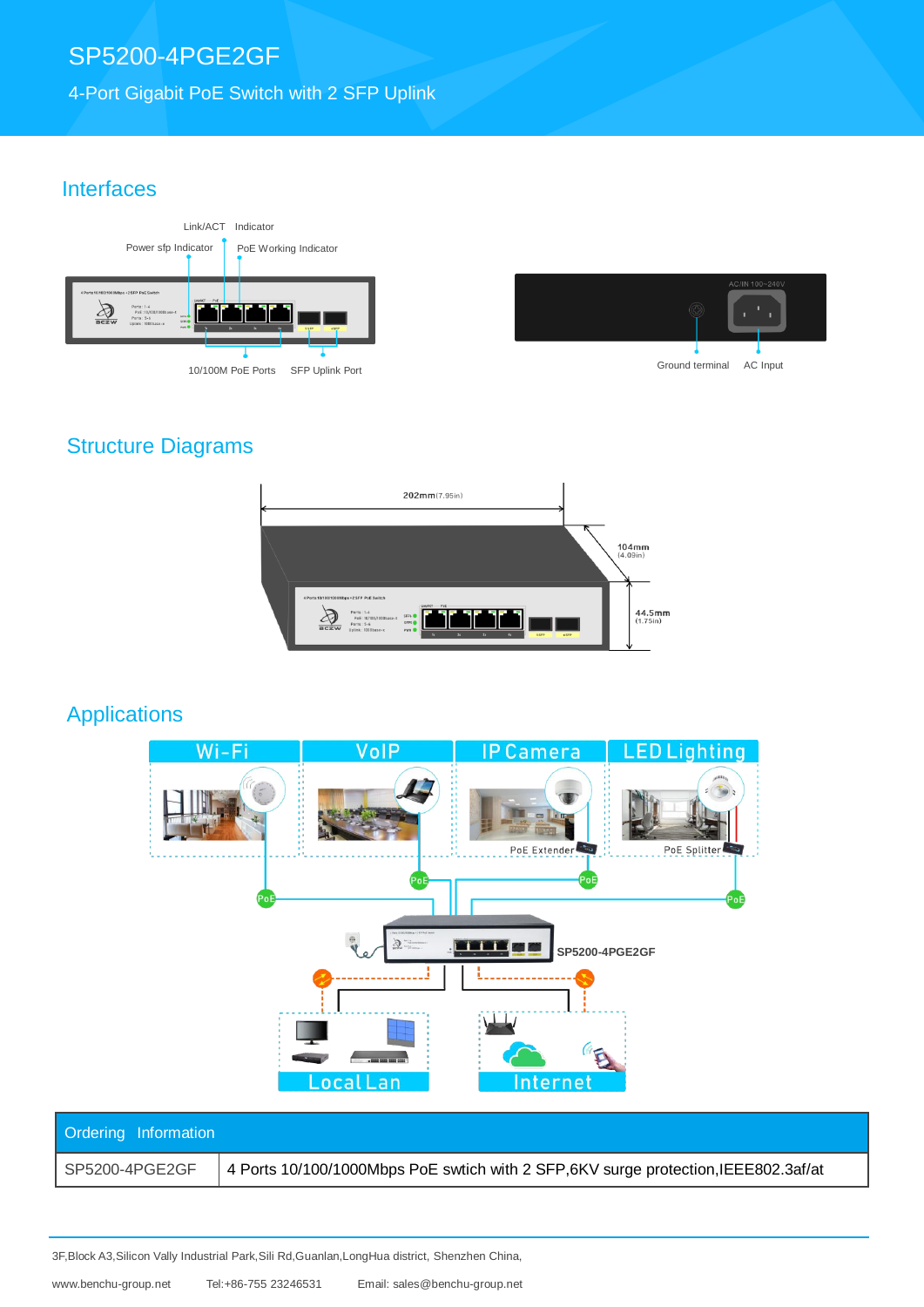# SP5200-4PGE2GF

4-Port Gigabit PoE Switch with 2 SFP Uplink

## Interfaces

Link/ACT Indicator

Power sfp Indicator

PoE Working Indicator

10/100M PoE Ports

SFP Uplink Port

Ground terminal

AC Input

## Structure Diagrams

202mm(7.95in)

104mm (4.09in)

44.5mm (1.75in)

## Applications

Wi-Fi

VoIP

IP Camera

LED Lighting

PoE Extender

PoE Splitter

PoE

SP5200-4PGE2GF

Local Lan

Internet

| Ordering Information | |
|---|---|
| SP5200-4PGE2GF | 4 Ports 10/100/1000Mbps PoE swtich with 2 SFP,6KV surge protection,IEEE802.3af/at |

3F,Block A3,Silicon Vally Industrial Park,Sili Rd,Guanlan,LongHua district, Shenzhen China,

www.benchu-group.net Tel:+86-755 23246531 Email: sales@benchu-group.net